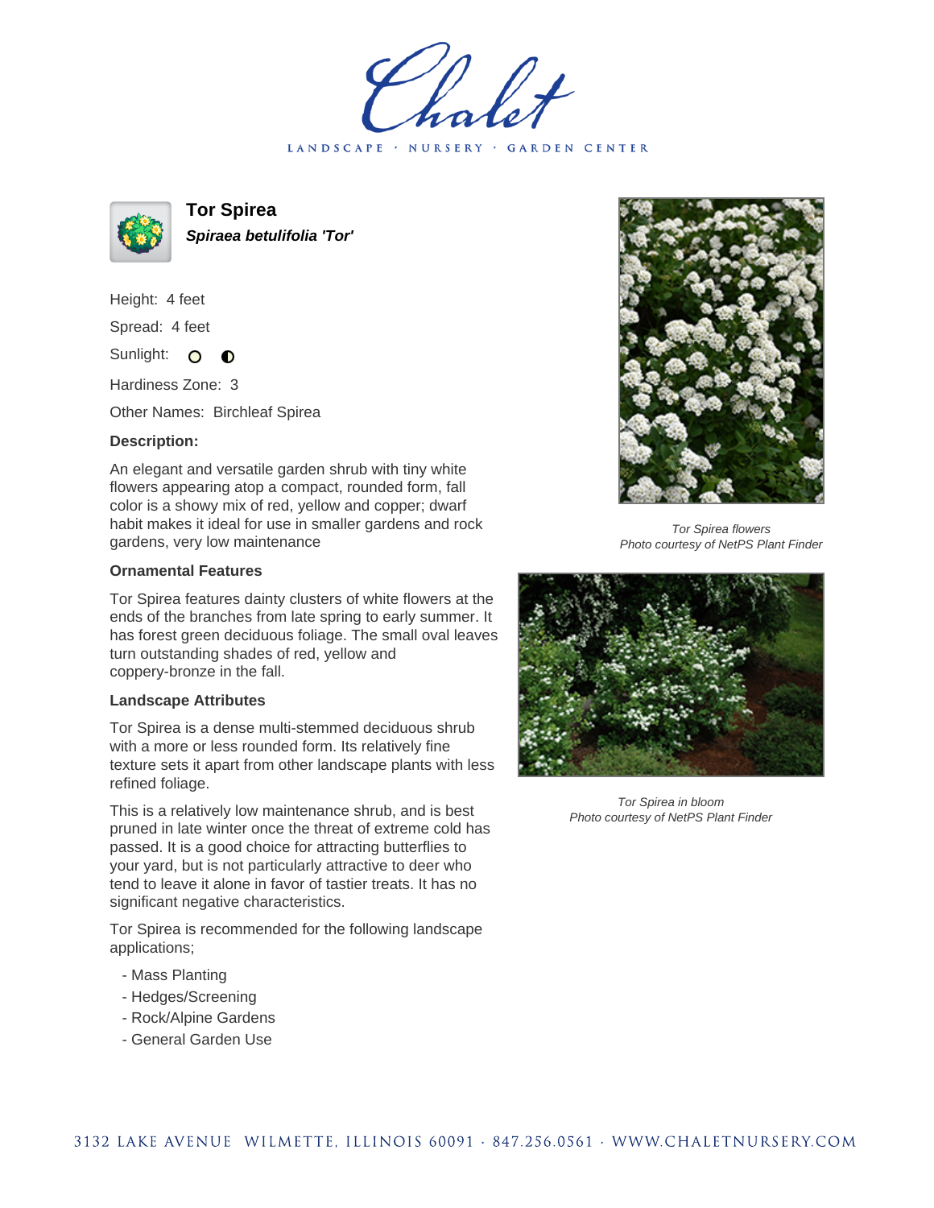# Chalet

LANDSCAPE · NURSERY · GARDEN CENTER

## Tor Spirea

***Spiraea betulifolia 'Tor'***

Height: 4 feet

Spread: 4 feet

Sunlight: ○ ◐

Hardiness Zone: 3

Other Names: Birchleaf Spirea

### Description:

An elegant and versatile garden shrub with tiny white flowers appearing atop a compact, rounded form, fall color is a showy mix of red, yellow and copper; dwarf habit makes it ideal for use in smaller gardens and rock gardens, very low maintenance

### Ornamental Features

Tor Spirea features dainty clusters of white flowers at the ends of the branches from late spring to early summer. It has forest green deciduous foliage. The small oval leaves turn outstanding shades of red, yellow and coppery-bronze in the fall.

### Landscape Attributes

Tor Spirea is a dense multi-stemmed deciduous shrub with a more or less rounded form. Its relatively fine texture sets it apart from other landscape plants with less refined foliage.

This is a relatively low maintenance shrub, and is best pruned in late winter once the threat of extreme cold has passed. It is a good choice for attracting butterflies to your yard, but is not particularly attractive to deer who tend to leave it alone in favor of tastier treats. It has no significant negative characteristics.

Tor Spirea is recommended for the following landscape applications;

- Mass Planting
- Hedges/Screening
- Rock/Alpine Gardens
- General Garden Use

*Tor Spirea flowers*
*Photo courtesy of NetPS Plant Finder*

*Tor Spirea in bloom*
*Photo courtesy of NetPS Plant Finder*

3132 LAKE AVENUE WILMETTE, ILLINOIS 60091 · 847.256.0561 · WWW.CHALETNURSERY.COM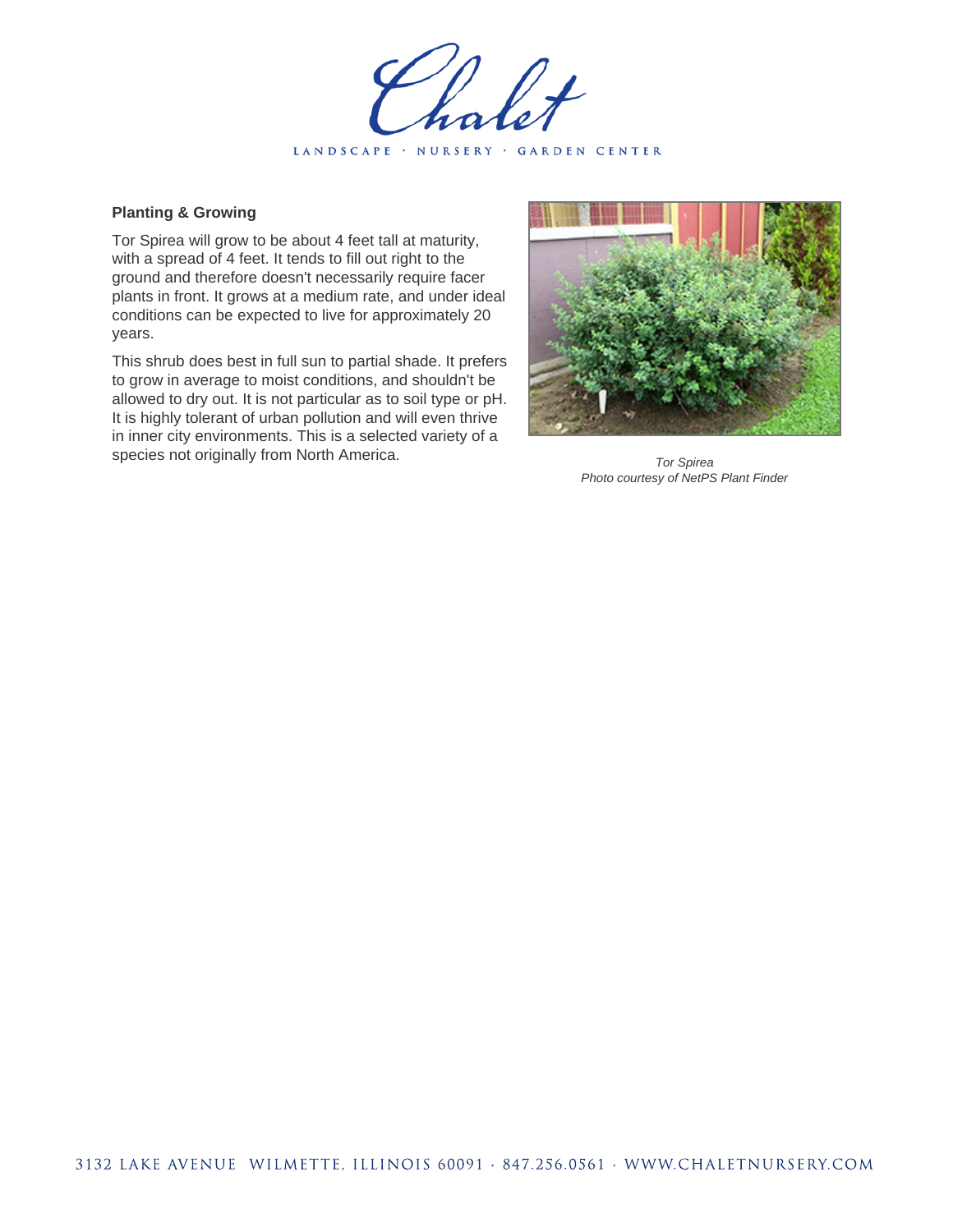## Planting & Growing

Tor Spirea will grow to be about 4 feet tall at maturity, with a spread of 4 feet. It tends to fill out right to the ground and therefore doesn't necessarily require facer plants in front. It grows at a medium rate, and under ideal conditions can be expected to live for approximately 20 years.

This shrub does best in full sun to partial shade. It prefers to grow in average to moist conditions, and shouldn't be allowed to dry out. It is not particular as to soil type or pH. It is highly tolerant of urban pollution and will even thrive in inner city environments. This is a selected variety of a species not originally from North America.

*Tor Spirea*
*Photo courtesy of NetPS Plant Finder*